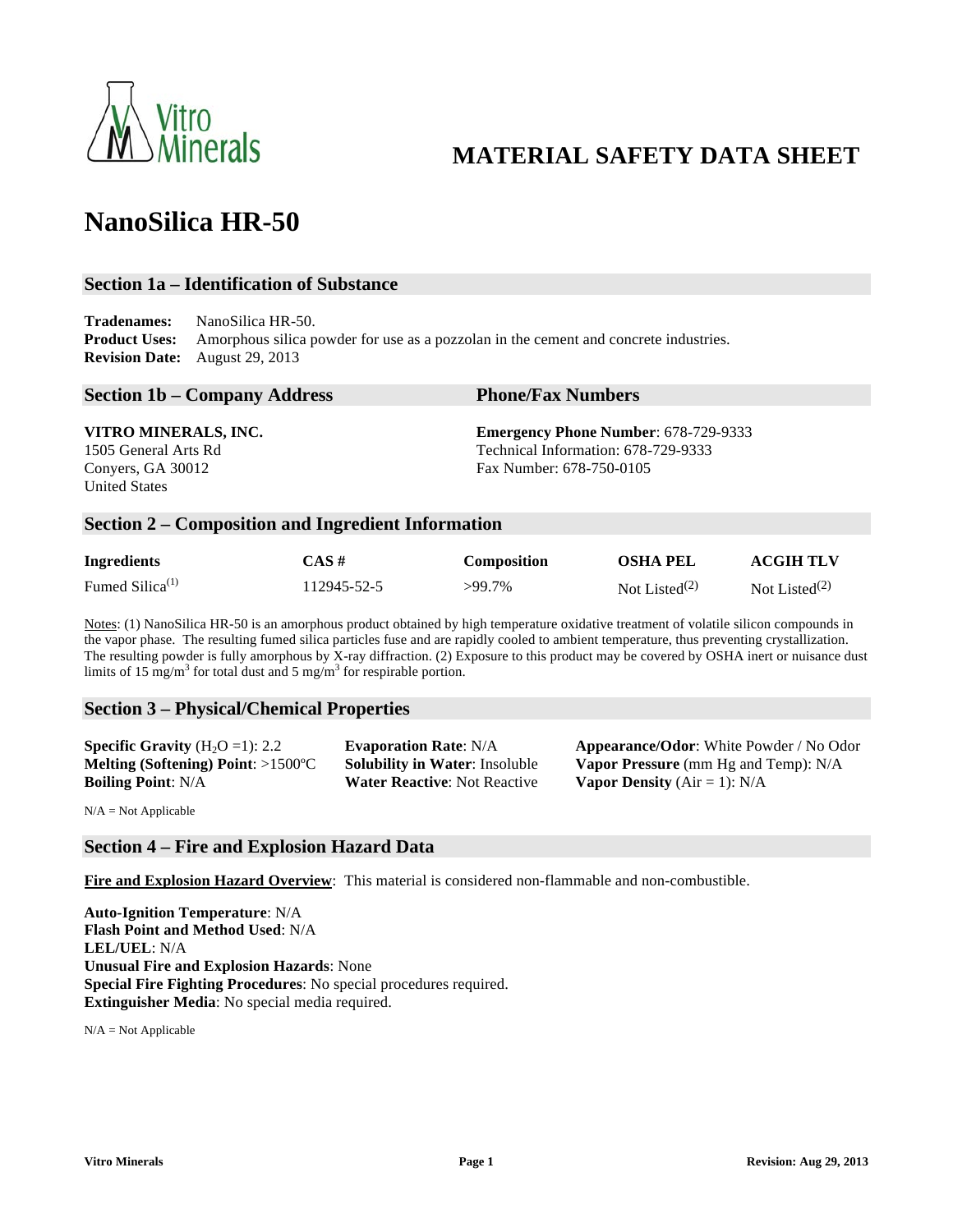# MATERIAL SAFETY DATA SHEET

# NanoSilica HR-50

## Section 1a – Identification of Substance

**Tradenames:** NanoSilica HR-50.
**Product Uses:** Amorphous silica powder for use as a pozzolan in the cement and concrete industries.
**Revision Date:** August 29, 2013

## Section 1b – Company Address

**VITRO MINERALS, INC.**
1505 General Arts Rd
Conyers, GA 30012
United States

## Phone/Fax Numbers

**Emergency Phone Number**: 678-729-9333
Technical Information: 678-729-9333
Fax Number: 678-750-0105

## Section 2 – Composition and Ingredient Information

| Ingredients | CAS # | Composition | OSHA PEL | ACGIH TLV |
|---|---|---|---|---|
| Fumed Silica(1) | 112945-52-5 | >99.7% | Not Listed(2) | Not Listed(2) |

Notes: (1) NanoSilica HR-50 is an amorphous product obtained by high temperature oxidative treatment of volatile silicon compounds in the vapor phase. The resulting fumed silica particles fuse and are rapidly cooled to ambient temperature, thus preventing crystallization. The resulting powder is fully amorphous by X-ray diffraction. (2) Exposure to this product may be covered by OSHA inert or nuisance dust limits of 15 $mg/m^3$ for total dust and 5 $mg/m^3$ for respirable portion.

## Section 3 – Physical/Chemical Properties

**Specific Gravity** ($H_2O$ =1): 2.2
**Melting (Softening) Point**: >1500ºC
**Boiling Point**: N/A
**Evaporation Rate**: N/A
**Solubility in Water**: Insoluble
**Water Reactive**: Not Reactive
**Appearance/Odor**: White Powder / No Odor
**Vapor Pressure** (mm Hg and Temp): N/A
**Vapor Density** (Air = 1): N/A

N/A = Not Applicable

## Section 4 – Fire and Explosion Hazard Data

**Fire and Explosion Hazard Overview**: This material is considered non-flammable and non-combustible.

**Auto-Ignition Temperature**: N/A
**Flash Point and Method Used**: N/A
**LEL/UEL**: N/A
**Unusual Fire and Explosion Hazards**: None
**Special Fire Fighting Procedures**: No special procedures required.
**Extinguisher Media**: No special media required.

N/A = Not Applicable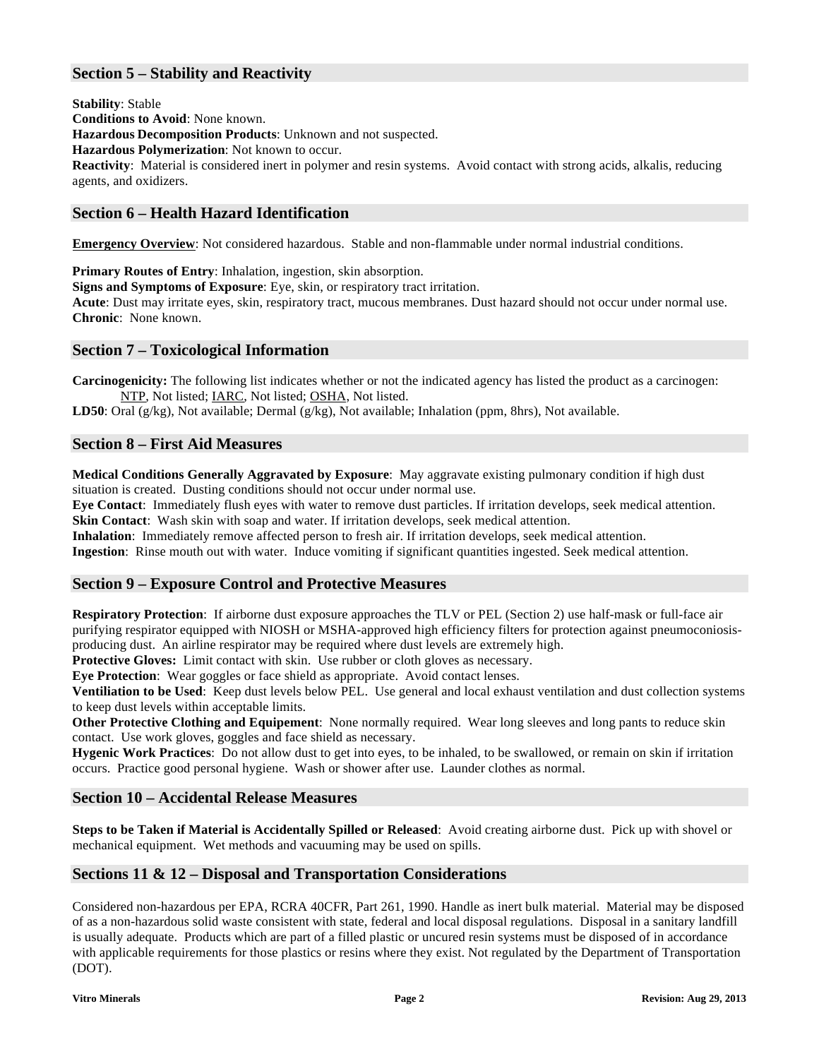## Section 5 – Stability and Reactivity

**Stability**: Stable
**Conditions to Avoid**: None known.
**Hazardous Decomposition Products**: Unknown and not suspected.
**Hazardous Polymerization**: Not known to occur.
**Reactivity**: Material is considered inert in polymer and resin systems. Avoid contact with strong acids, alkalis, reducing agents, and oxidizers.

## Section 6 – Health Hazard Identification

**Emergency Overview**: Not considered hazardous. Stable and non-flammable under normal industrial conditions.

**Primary Routes of Entry**: Inhalation, ingestion, skin absorption.
**Signs and Symptoms of Exposure**: Eye, skin, or respiratory tract irritation.
**Acute**: Dust may irritate eyes, skin, respiratory tract, mucous membranes. Dust hazard should not occur under normal use.
**Chronic**: None known.

## Section 7 – Toxicological Information

**Carcinogenicity:** The following list indicates whether or not the indicated agency has listed the product as a carcinogen: NTP, Not listed; IARC, Not listed; OSHA, Not listed.
**LD50**: Oral (g/kg), Not available; Dermal (g/kg), Not available; Inhalation (ppm, 8hrs), Not available.

## Section 8 – First Aid Measures

**Medical Conditions Generally Aggravated by Exposure**: May aggravate existing pulmonary condition if high dust situation is created. Dusting conditions should not occur under normal use.
**Eye Contact**: Immediately flush eyes with water to remove dust particles. If irritation develops, seek medical attention.
**Skin Contact**: Wash skin with soap and water. If irritation develops, seek medical attention.
**Inhalation**: Immediately remove affected person to fresh air. If irritation develops, seek medical attention.
**Ingestion**: Rinse mouth out with water. Induce vomiting if significant quantities ingested. Seek medical attention.

## Section 9 – Exposure Control and Protective Measures

**Respiratory Protection**: If airborne dust exposure approaches the TLV or PEL (Section 2) use half-mask or full-face air purifying respirator equipped with NIOSH or MSHA-approved high efficiency filters for protection against pneumoconiosis-producing dust. An airline respirator may be required where dust levels are extremely high.
**Protective Gloves:** Limit contact with skin. Use rubber or cloth gloves as necessary.
**Eye Protection**: Wear goggles or face shield as appropriate. Avoid contact lenses.
**Ventiliation to be Used**: Keep dust levels below PEL. Use general and local exhaust ventilation and dust collection systems to keep dust levels within acceptable limits.
**Other Protective Clothing and Equipement**: None normally required. Wear long sleeves and long pants to reduce skin contact. Use work gloves, goggles and face shield as necessary.
**Hygenic Work Practices**: Do not allow dust to get into eyes, to be inhaled, to be swallowed, or remain on skin if irritation occurs. Practice good personal hygiene. Wash or shower after use. Launder clothes as normal.

## Section 10 – Accidental Release Measures

**Steps to be Taken if Material is Accidentally Spilled or Released**: Avoid creating airborne dust. Pick up with shovel or mechanical equipment. Wet methods and vacuuming may be used on spills.

## Sections 11 & 12 – Disposal and Transportation Considerations

Considered non-hazardous per EPA, RCRA 40CFR, Part 261, 1990. Handle as inert bulk material. Material may be disposed of as a non-hazardous solid waste consistent with state, federal and local disposal regulations. Disposal in a sanitary landfill is usually adequate. Products which are part of a filled plastic or uncured resin systems must be disposed of in accordance with applicable requirements for those plastics or resins where they exist. Not regulated by the Department of Transportation (DOT).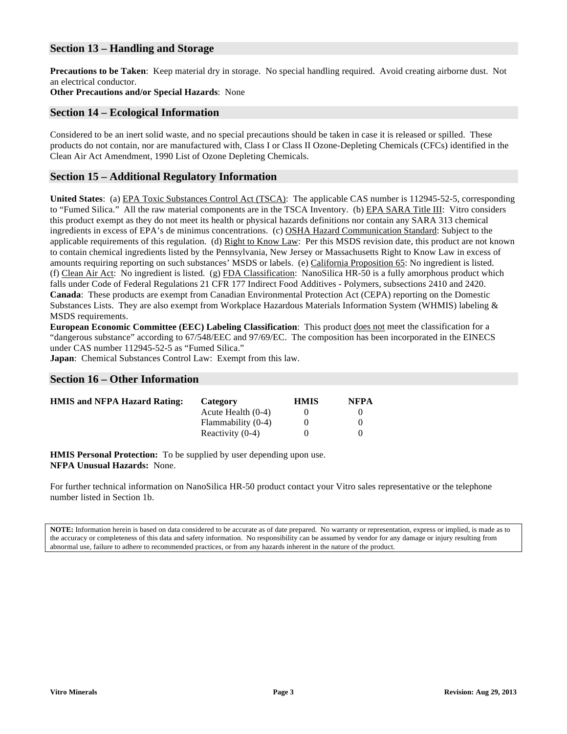## Section 13 – Handling and Storage

**Precautions to be Taken**: Keep material dry in storage. No special handling required. Avoid creating airborne dust. Not an electrical conductor.
**Other Precautions and/or Special Hazards**: None

## Section 14 – Ecological Information

Considered to be an inert solid waste, and no special precautions should be taken in case it is released or spilled. These products do not contain, nor are manufactured with, Class I or Class II Ozone-Depleting Chemicals (CFCs) identified in the Clean Air Act Amendment, 1990 List of Ozone Depleting Chemicals.

## Section 15 – Additional Regulatory Information

**United States**: (a) EPA Toxic Substances Control Act (TSCA): The applicable CAS number is 112945-52-5, corresponding to "Fumed Silica." All the raw material components are in the TSCA Inventory. (b) EPA SARA Title III: Vitro considers this product exempt as they do not meet its health or physical hazards definitions nor contain any SARA 313 chemical ingredients in excess of EPA's de minimus concentrations. (c) OSHA Hazard Communication Standard: Subject to the applicable requirements of this regulation. (d) Right to Know Law: Per this MSDS revision date, this product are not known to contain chemical ingredients listed by the Pennsylvania, New Jersey or Massachusetts Right to Know Law in excess of amounts requiring reporting on such substances' MSDS or labels. (e) California Proposition 65: No ingredient is listed. (f) Clean Air Act: No ingredient is listed. (g) FDA Classification: NanoSilica HR-50 is a fully amorphous product which falls under Code of Federal Regulations 21 CFR 177 Indirect Food Additives - Polymers, subsections 2410 and 2420.
**Canada**: These products are exempt from Canadian Environmental Protection Act (CEPA) reporting on the Domestic Substances Lists. They are also exempt from Workplace Hazardous Materials Information System (WHMIS) labeling & MSDS requirements.
**European Economic Committee (EEC) Labeling Classification**: This product does not meet the classification for a "dangerous substance" according to 67/548/EEC and 97/69/EC. The composition has been incorporated in the EINECS under CAS number 112945-52-5 as "Fumed Silica."
**Japan**: Chemical Substances Control Law: Exempt from this law.

## Section 16 – Other Information

| HMIS and NFPA Hazard Rating: | Category | HMIS | NFPA |
|---|---|---|---|
| | Acute Health (0-4) | 0 | 0 |
| | Flammability (0-4) | 0 | 0 |
| | Reactivity (0-4) | 0 | 0 |

**HMIS Personal Protection:** To be supplied by user depending upon use.
**NFPA Unusual Hazards:** None.

For further technical information on NanoSilica HR-50 product contact your Vitro sales representative or the telephone number listed in Section 1b.

**NOTE:** Information herein is based on data considered to be accurate as of date prepared. No warranty or representation, express or implied, is made as to the accuracy or completeness of this data and safety information. No responsibility can be assumed by vendor for any damage or injury resulting from abnormal use, failure to adhere to recommended practices, or from any hazards inherent in the nature of the product.